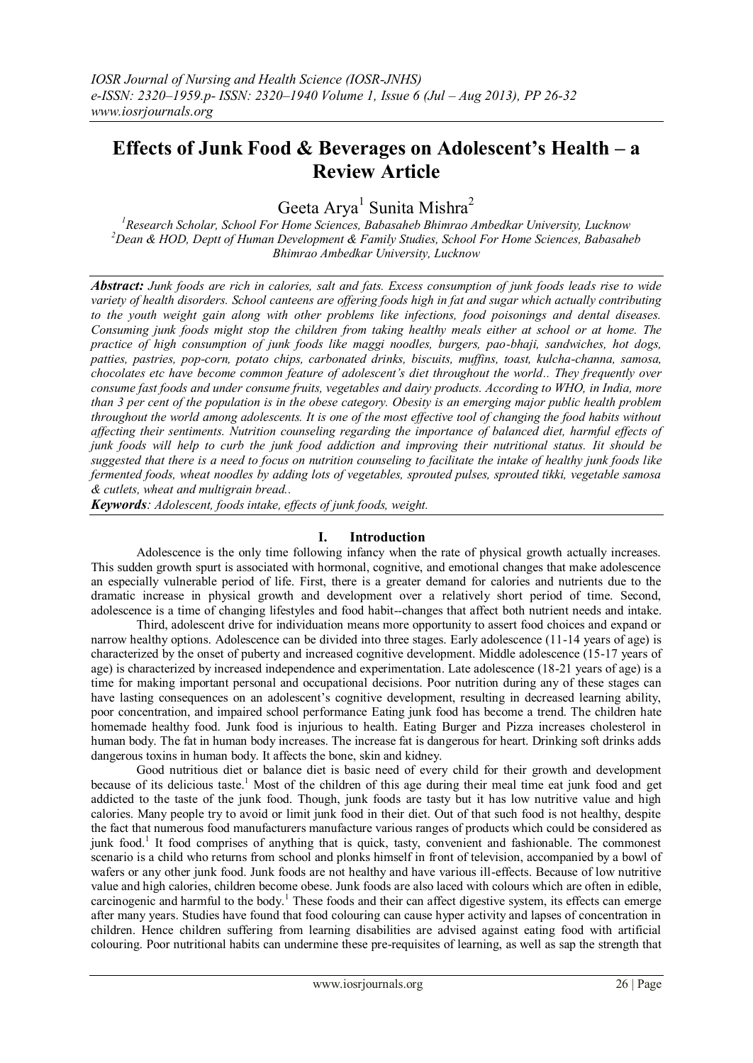# Effects of Junk Food & Beverages on Adolescent's Health – a Review Article

Geeta Arya[1] Sunita Mishra[2]

[1]*Research Scholar, School For Home Sciences, Babasaheb Bhimrao Ambedkar University, Lucknow*
[2]*Dean & HOD, Deptt of Human Development & Family Studies, School For Home Sciences, Babasaheb Bhimrao Ambedkar University, Lucknow*

***Abstract:*** *Junk foods are rich in calories, salt and fats. Excess consumption of junk foods leads rise to wide variety of health disorders. School canteens are offering foods high in fat and sugar which actually contributing to the youth weight gain along with other problems like infections, food poisonings and dental diseases. Consuming junk foods might stop the children from taking healthy meals either at school or at home. The practice of high consumption of junk foods like maggi noodles, burgers, pao-bhaji, sandwiches, hot dogs, patties, pastries, pop-corn, potato chips, carbonated drinks, biscuits, muffins, toast, kulcha-channa, samosa, chocolates etc have become common feature of adolescent's diet throughout the world.. They frequently over consume fast foods and under consume fruits, vegetables and dairy products. According to WHO, in India, more than 3 per cent of the population is in the obese category. Obesity is an emerging major public health problem throughout the world among adolescents. It is one of the most effective tool of changing the food habits without affecting their sentiments. Nutrition counseling regarding the importance of balanced diet, harmful effects of junk foods will help to curb the junk food addiction and improving their nutritional status. Iit should be suggested that there is a need to focus on nutrition counseling to facilitate the intake of healthy junk foods like fermented foods, wheat noodles by adding lots of vegetables, sprouted pulses, sprouted tikki, vegetable samosa & cutlets, wheat and multigrain bread..*

***Keywords****: Adolescent, foods intake, effects of junk foods, weight.*

## I. Introduction

Adolescence is the only time following infancy when the rate of physical growth actually increases. This sudden growth spurt is associated with hormonal, cognitive, and emotional changes that make adolescence an especially vulnerable period of life. First, there is a greater demand for calories and nutrients due to the dramatic increase in physical growth and development over a relatively short period of time. Second, adolescence is a time of changing lifestyles and food habit--changes that affect both nutrient needs and intake.

Third, adolescent drive for individuation means more opportunity to assert food choices and expand or narrow healthy options. Adolescence can be divided into three stages. Early adolescence (11-14 years of age) is characterized by the onset of puberty and increased cognitive development. Middle adolescence (15-17 years of age) is characterized by increased independence and experimentation. Late adolescence (18-21 years of age) is a time for making important personal and occupational decisions. Poor nutrition during any of these stages can have lasting consequences on an adolescent's cognitive development, resulting in decreased learning ability, poor concentration, and impaired school performance Eating junk food has become a trend. The children hate homemade healthy food. Junk food is injurious to health. Eating Burger and Pizza increases cholesterol in human body. The fat in human body increases. The increase fat is dangerous for heart. Drinking soft drinks adds dangerous toxins in human body. It affects the bone, skin and kidney.

Good nutritious diet or balance diet is basic need of every child for their growth and development because of its delicious taste.[1] Most of the children of this age during their meal time eat junk food and get addicted to the taste of the junk food. Though, junk foods are tasty but it has low nutritive value and high calories. Many people try to avoid or limit junk food in their diet. Out of that such food is not healthy, despite the fact that numerous food manufacturers manufacture various ranges of products which could be considered as junk food.[1] It food comprises of anything that is quick, tasty, convenient and fashionable. The commonest scenario is a child who returns from school and plonks himself in front of television, accompanied by a bowl of wafers or any other junk food. Junk foods are not healthy and have various ill-effects. Because of low nutritive value and high calories, children become obese. Junk foods are also laced with colours which are often in edible, carcinogenic and harmful to the body.[1] These foods and their can affect digestive system, its effects can emerge after many years. Studies have found that food colouring can cause hyper activity and lapses of concentration in children. Hence children suffering from learning disabilities are advised against eating food with artificial colouring. Poor nutritional habits can undermine these pre-requisites of learning, as well as sap the strength that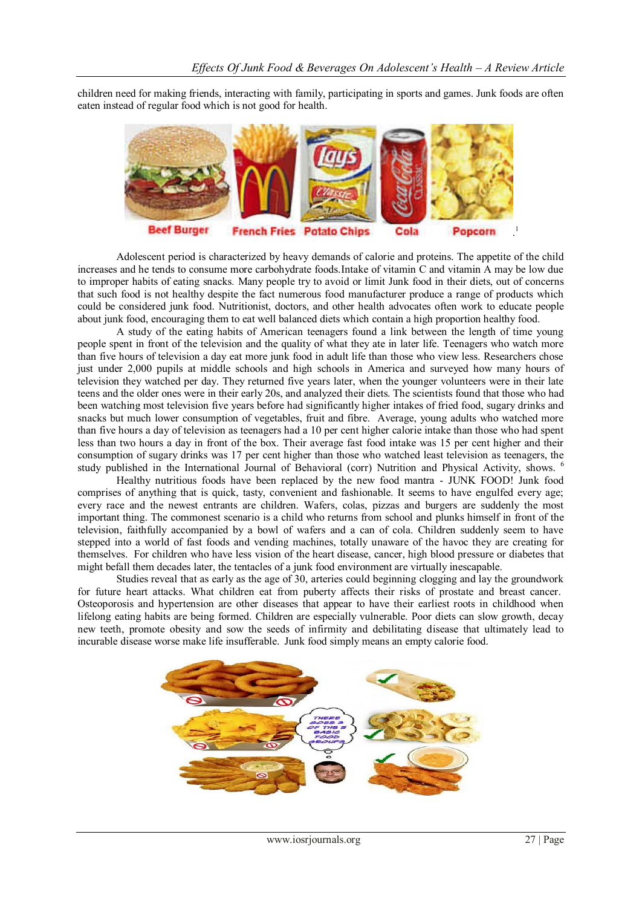children need for making friends, interacting with family, participating in sports and games. Junk foods are often eaten instead of regular food which is not good for health.

Beef Burger French Fries Potato Chips Cola Popcorn .[1]

Adolescent period is characterized by heavy demands of calorie and proteins. The appetite of the child increases and he tends to consume more carbohydrate foods.Intake of vitamin C and vitamin A may be low due to improper habits of eating snacks. Many people try to avoid or limit Junk food in their diets, out of concerns that such food is not healthy despite the fact numerous food manufacturer produce a range of products which could be considered junk food. Nutritionist, doctors, and other health advocates often work to educate people about junk food, encouraging them to eat well balanced diets which contain a high proportion healthy food.

A study of the eating habits of American teenagers found a link between the length of time young people spent in front of the television and the quality of what they ate in later life. Teenagers who watch more than five hours of television a day eat more junk food in adult life than those who view less. Researchers chose just under 2,000 pupils at middle schools and high schools in America and surveyed how many hours of television they watched per day. They returned five years later, when the younger volunteers were in their late teens and the older ones were in their early 20s, and analyzed their diets. The scientists found that those who had been watching most television five years before had significantly higher intakes of fried food, sugary drinks and snacks but much lower consumption of vegetables, fruit and fibre. Average, young adults who watched more than five hours a day of television as teenagers had a 10 per cent higher calorie intake than those who had spent less than two hours a day in front of the box. Their average fast food intake was 15 per cent higher and their consumption of sugary drinks was 17 per cent higher than those who watched least television as teenagers, the study published in the International Journal of Behavioral (corr) Nutrition and Physical Activity, shows. [6]

Healthy nutritious foods have been replaced by the new food mantra - JUNK FOOD! Junk food comprises of anything that is quick, tasty, convenient and fashionable. It seems to have engulfed every age; every race and the newest entrants are children. Wafers, colas, pizzas and burgers are suddenly the most important thing. The commonest scenario is a child who returns from school and plunks himself in front of the television, faithfully accompanied by a bowl of wafers and a can of cola. Children suddenly seem to have stepped into a world of fast foods and vending machines, totally unaware of the havoc they are creating for themselves. For children who have less vision of the heart disease, cancer, high blood pressure or diabetes that might befall them decades later, the tentacles of a junk food environment are virtually inescapable.

Studies reveal that as early as the age of 30, arteries could beginning clogging and lay the groundwork for future heart attacks. What children eat from puberty affects their risks of prostate and breast cancer. Osteoporosis and hypertension are other diseases that appear to have their earliest roots in childhood when lifelong eating habits are being formed. Children are especially vulnerable. Poor diets can slow growth, decay new teeth, promote obesity and sow the seeds of infirmity and debilitating disease that ultimately lead to incurable disease worse make life insufferable. Junk food simply means an empty calorie food.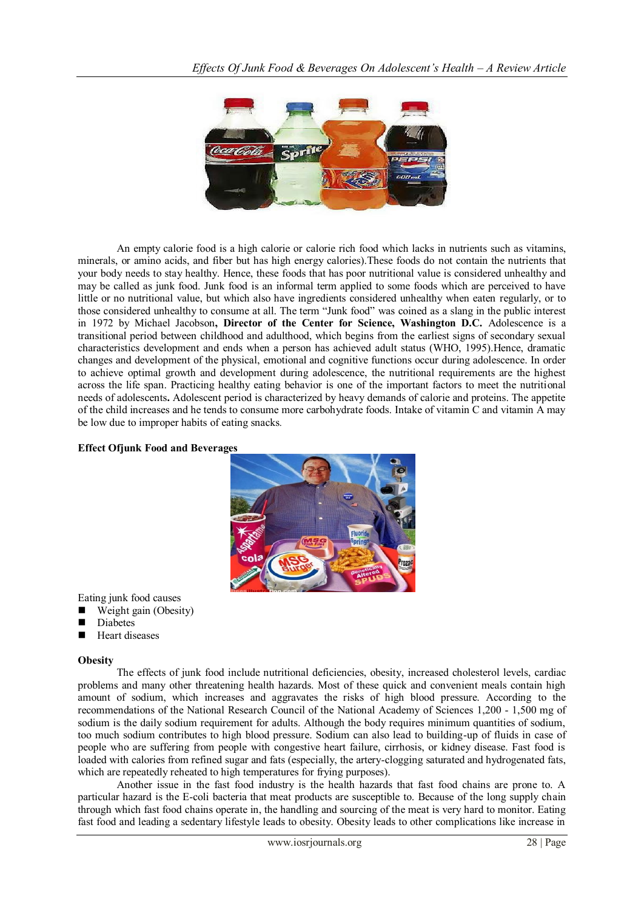An empty calorie food is a high calorie or calorie rich food which lacks in nutrients such as vitamins, minerals, or amino acids, and fiber but has high energy calories).These foods do not contain the nutrients that your body needs to stay healthy. Hence, these foods that has poor nutritional value is considered unhealthy and may be called as junk food. Junk food is an informal term applied to some foods which are perceived to have little or no nutritional value, but which also have ingredients considered unhealthy when eaten regularly, or to those considered unhealthy to consume at all. The term "Junk food" was coined as a slang in the public interest in 1972 by Michael Jacobson**, Director of the Center for Science, Washington D.C.** Adolescence is a transitional period between childhood and adulthood, which begins from the earliest signs of secondary sexual characteristics development and ends when a person has achieved adult status (WHO, 1995).Hence, dramatic changes and development of the physical, emotional and cognitive functions occur during adolescence. In order to achieve optimal growth and development during adolescence, the nutritional requirements are the highest across the life span. Practicing healthy eating behavior is one of the important factors to meet the nutritional needs of adolescents**.** Adolescent period is characterized by heavy demands of calorie and proteins. The appetite of the child increases and he tends to consume more carbohydrate foods. Intake of vitamin C and vitamin A may be low due to improper habits of eating snacks.

**Effect Ofjunk Food and Beverages**

Eating junk food causes

- Weight gain (Obesity)
- Diabetes
- Heart diseases

**Obesity**

The effects of junk food include nutritional deficiencies, obesity, increased cholesterol levels, cardiac problems and many other threatening health hazards. Most of these quick and convenient meals contain high amount of sodium, which increases and aggravates the risks of high blood pressure. According to the recommendations of the National Research Council of the National Academy of Sciences 1,200 - 1,500 mg of sodium is the daily sodium requirement for adults. Although the body requires minimum quantities of sodium, too much sodium contributes to high blood pressure. Sodium can also lead to building-up of fluids in case of people who are suffering from people with congestive heart failure, cirrhosis, or kidney disease. Fast food is loaded with calories from refined sugar and fats (especially, the artery-clogging saturated and hydrogenated fats, which are repeatedly reheated to high temperatures for frying purposes).

Another issue in the fast food industry is the health hazards that fast food chains are prone to. A particular hazard is the E-coli bacteria that meat products are susceptible to. Because of the long supply chain through which fast food chains operate in, the handling and sourcing of the meat is very hard to monitor. Eating fast food and leading a sedentary lifestyle leads to obesity. Obesity leads to other complications like increase in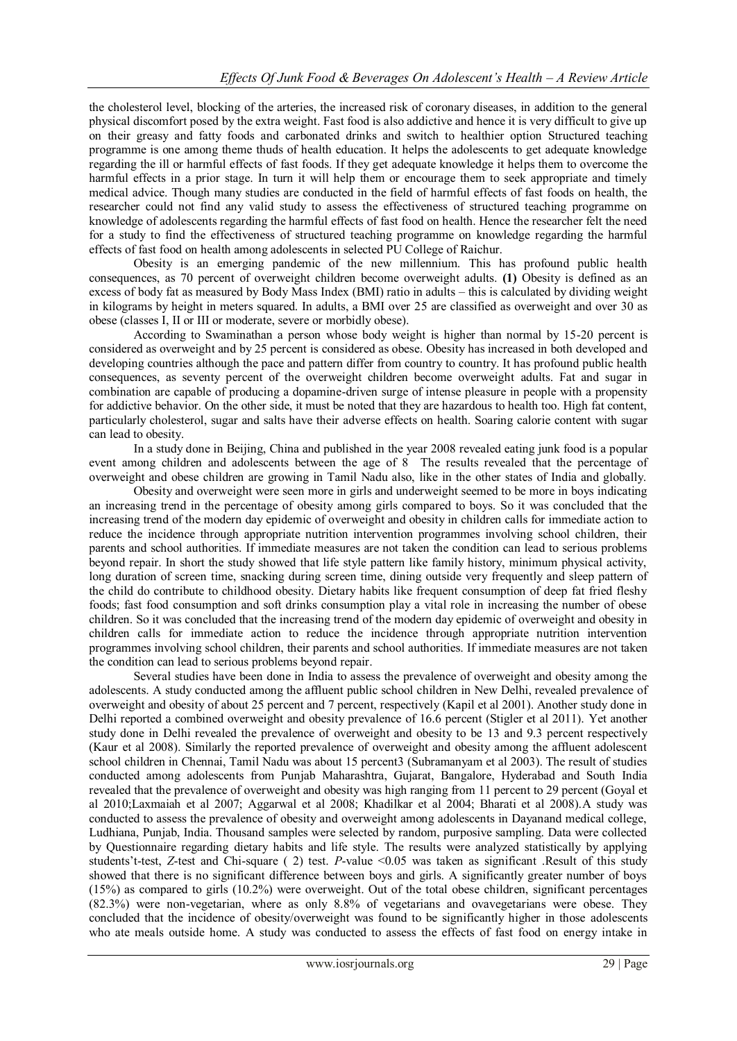the cholesterol level, blocking of the arteries, the increased risk of coronary diseases, in addition to the general physical discomfort posed by the extra weight. Fast food is also addictive and hence it is very difficult to give up on their greasy and fatty foods and carbonated drinks and switch to healthier option Structured teaching programme is one among theme thuds of health education. It helps the adolescents to get adequate knowledge regarding the ill or harmful effects of fast foods. If they get adequate knowledge it helps them to overcome the harmful effects in a prior stage. In turn it will help them or encourage them to seek appropriate and timely medical advice. Though many studies are conducted in the field of harmful effects of fast foods on health, the researcher could not find any valid study to assess the effectiveness of structured teaching programme on knowledge of adolescents regarding the harmful effects of fast food on health. Hence the researcher felt the need for a study to find the effectiveness of structured teaching programme on knowledge regarding the harmful effects of fast food on health among adolescents in selected PU College of Raichur.

Obesity is an emerging pandemic of the new millennium. This has profound public health consequences, as 70 percent of overweight children become overweight adults. **(1)** Obesity is defined as an excess of body fat as measured by Body Mass Index (BMI) ratio in adults – this is calculated by dividing weight in kilograms by height in meters squared. In adults, a BMI over 25 are classified as overweight and over 30 as obese (classes I, II or III or moderate, severe or morbidly obese).

According to Swaminathan a person whose body weight is higher than normal by 15-20 percent is considered as overweight and by 25 percent is considered as obese. Obesity has increased in both developed and developing countries although the pace and pattern differ from country to country. It has profound public health consequences, as seventy percent of the overweight children become overweight adults. Fat and sugar in combination are capable of producing a dopamine-driven surge of intense pleasure in people with a propensity for addictive behavior. On the other side, it must be noted that they are hazardous to health too. High fat content, particularly cholesterol, sugar and salts have their adverse effects on health. Soaring calorie content with sugar can lead to obesity.

In a study done in Beijing, China and published in the year 2008 revealed eating junk food is a popular event among children and adolescents between the age of 8 The results revealed that the percentage of overweight and obese children are growing in Tamil Nadu also, like in the other states of India and globally.

Obesity and overweight were seen more in girls and underweight seemed to be more in boys indicating an increasing trend in the percentage of obesity among girls compared to boys. So it was concluded that the increasing trend of the modern day epidemic of overweight and obesity in children calls for immediate action to reduce the incidence through appropriate nutrition intervention programmes involving school children, their parents and school authorities. If immediate measures are not taken the condition can lead to serious problems beyond repair. In short the study showed that life style pattern like family history, minimum physical activity, long duration of screen time, snacking during screen time, dining outside very frequently and sleep pattern of the child do contribute to childhood obesity. Dietary habits like frequent consumption of deep fat fried fleshy foods; fast food consumption and soft drinks consumption play a vital role in increasing the number of obese children. So it was concluded that the increasing trend of the modern day epidemic of overweight and obesity in children calls for immediate action to reduce the incidence through appropriate nutrition intervention programmes involving school children, their parents and school authorities. If immediate measures are not taken the condition can lead to serious problems beyond repair.

Several studies have been done in India to assess the prevalence of overweight and obesity among the adolescents. A study conducted among the affluent public school children in New Delhi, revealed prevalence of overweight and obesity of about 25 percent and 7 percent, respectively (Kapil et al 2001). Another study done in Delhi reported a combined overweight and obesity prevalence of 16.6 percent (Stigler et al 2011). Yet another study done in Delhi revealed the prevalence of overweight and obesity to be 13 and 9.3 percent respectively (Kaur et al 2008). Similarly the reported prevalence of overweight and obesity among the affluent adolescent school children in Chennai, Tamil Nadu was about 15 percent3 (Subramanyam et al 2003). The result of studies conducted among adolescents from Punjab Maharashtra, Gujarat, Bangalore, Hyderabad and South India revealed that the prevalence of overweight and obesity was high ranging from 11 percent to 29 percent (Goyal et al 2010;Laxmaiah et al 2007; Aggarwal et al 2008; Khadilkar et al 2004; Bharati et al 2008).A study was conducted to assess the prevalence of obesity and overweight among adolescents in Dayanand medical college, Ludhiana, Punjab, India. Thousand samples were selected by random, purposive sampling. Data were collected by Questionnaire regarding dietary habits and life style. The results were analyzed statistically by applying students't-test, *Z*-test and Chi-square ( 2) test. *P*-value <0.05 was taken as significant .Result of this study showed that there is no significant difference between boys and girls. A significantly greater number of boys (15%) as compared to girls (10.2%) were overweight. Out of the total obese children, significant percentages (82.3%) were non-vegetarian, where as only 8.8% of vegetarians and ovavegetarians were obese. They concluded that the incidence of obesity/overweight was found to be significantly higher in those adolescents who ate meals outside home. A study was conducted to assess the effects of fast food on energy intake in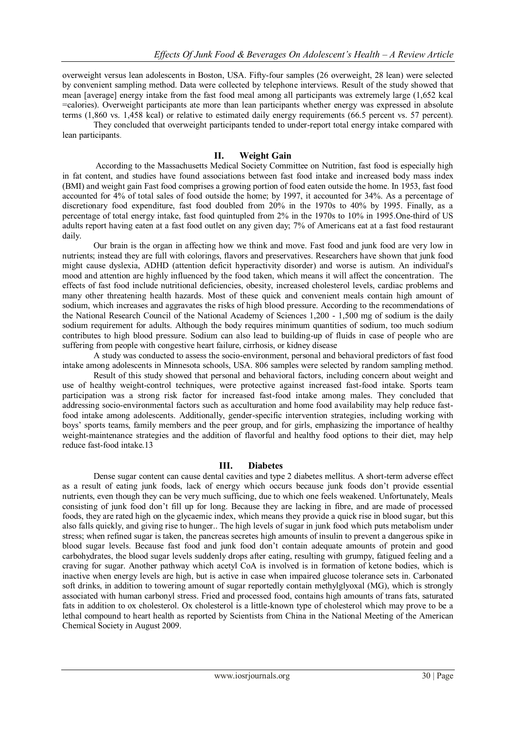overweight versus lean adolescents in Boston, USA. Fifty-four samples (26 overweight, 28 lean) were selected by convenient sampling method. Data were collected by telephone interviews. Result of the study showed that mean [average] energy intake from the fast food meal among all participants was extremely large (1,652 kcal =calories). Overweight participants ate more than lean participants whether energy was expressed in absolute terms (1,860 vs. 1,458 kcal) or relative to estimated daily energy requirements (66.5 percent vs. 57 percent).

They concluded that overweight participants tended to under-report total energy intake compared with lean participants.

## II. Weight Gain

According to the Massachusetts Medical Society Committee on Nutrition, fast food is especially high in fat content, and studies have found associations between fast food intake and increased body mass index (BMI) and weight gain Fast food comprises a growing portion of food eaten outside the home. In 1953, fast food accounted for 4% of total sales of food outside the home; by 1997, it accounted for 34%. As a percentage of discretionary food expenditure, fast food doubled from 20% in the 1970s to 40% by 1995. Finally, as a percentage of total energy intake, fast food quintupled from 2% in the 1970s to 10% in 1995.One-third of US adults report having eaten at a fast food outlet on any given day; 7% of Americans eat at a fast food restaurant daily.

Our brain is the organ in affecting how we think and move. Fast food and junk food are very low in nutrients; instead they are full with colorings, flavors and preservatives. Researchers have shown that junk food might cause dyslexia, ADHD (attention deficit hyperactivity disorder) and worse is autism. An individual's mood and attention are highly influenced by the food taken, which means it will affect the concentration. The effects of fast food include nutritional deficiencies, obesity, increased cholesterol levels, cardiac problems and many other threatening health hazards. Most of these quick and convenient meals contain high amount of sodium, which increases and aggravates the risks of high blood pressure. According to the recommendations of the National Research Council of the National Academy of Sciences 1,200 - 1,500 mg of sodium is the daily sodium requirement for adults. Although the body requires minimum quantities of sodium, too much sodium contributes to high blood pressure. Sodium can also lead to building-up of fluids in case of people who are suffering from people with congestive heart failure, cirrhosis, or kidney disease

A study was conducted to assess the socio-environment, personal and behavioral predictors of fast food intake among adolescents in Minnesota schools, USA. 806 samples were selected by random sampling method.

Result of this study showed that personal and behavioral factors, including concern about weight and use of healthy weight-control techniques, were protective against increased fast-food intake. Sports team participation was a strong risk factor for increased fast-food intake among males. They concluded that addressing socio-environmental factors such as acculturation and home food availability may help reduce fast-food intake among adolescents. Additionally, gender-specific intervention strategies, including working with boys' sports teams, family members and the peer group, and for girls, emphasizing the importance of healthy weight-maintenance strategies and the addition of flavorful and healthy food options to their diet, may help reduce fast-food intake.13

## III. Diabetes

Dense sugar content can cause dental cavities and type 2 diabetes mellitus. A short-term adverse effect as a result of eating junk foods, lack of energy which occurs because junk foods don't provide essential nutrients, even though they can be very much sufficing, due to which one feels weakened. Unfortunately, Meals consisting of junk food don't fill up for long. Because they are lacking in fibre, and are made of processed foods, they are rated high on the glycaemic index, which means they provide a quick rise in blood sugar, but this also falls quickly, and giving rise to hunger.. The high levels of sugar in junk food which puts metabolism under stress; when refined sugar is taken, the pancreas secretes high amounts of insulin to prevent a dangerous spike in blood sugar levels. Because fast food and junk food don't contain adequate amounts of protein and good carbohydrates, the blood sugar levels suddenly drops after eating, resulting with grumpy, fatigued feeling and a craving for sugar. Another pathway which acetyl CoA is involved is in formation of ketone bodies, which is inactive when energy levels are high, but is active in case when impaired glucose tolerance sets in. Carbonated soft drinks, in addition to towering amount of sugar reportedly contain methylglyoxal (MG), which is strongly associated with human carbonyl stress. Fried and processed food, contains high amounts of trans fats, saturated fats in addition to ox cholesterol. Ox cholesterol is a little-known type of cholesterol which may prove to be a lethal compound to heart health as reported by Scientists from China in the National Meeting of the American Chemical Society in August 2009.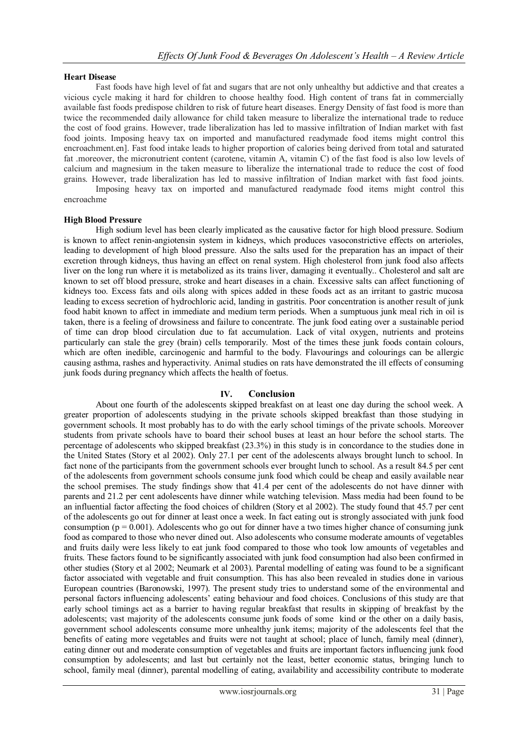**Heart Disease**

Fast foods have high level of fat and sugars that are not only unhealthy but addictive and that creates a vicious cycle making it hard for children to choose healthy food. High content of trans fat in commercially available fast foods predispose children to risk of future heart diseases. Energy Density of fast food is more than twice the recommended daily allowance for child taken measure to liberalize the international trade to reduce the cost of food grains. However, trade liberalization has led to massive infiltration of Indian market with fast food joints. Imposing heavy tax on imported and manufactured readymade food items might control this encroachment.en]. Fast food intake leads to higher proportion of calories being derived from total and saturated fat .moreover, the micronutrient content (carotene, vitamin A, vitamin C) of the fast food is also low levels of calcium and magnesium in the taken measure to liberalize the international trade to reduce the cost of food grains. However, trade liberalization has led to massive infiltration of Indian market with fast food joints.

Imposing heavy tax on imported and manufactured readymade food items might control this encroachme

**High Blood Pressure**

High sodium level has been clearly implicated as the causative factor for high blood pressure. Sodium is known to affect renin-angiotensin system in kidneys, which produces vasoconstrictive effects on arterioles, leading to development of high blood pressure. Also the salts used for the preparation has an impact of their excretion through kidneys, thus having an effect on renal system. High cholesterol from junk food also affects liver on the long run where it is metabolized as its trains liver, damaging it eventually.. Cholesterol and salt are known to set off blood pressure, stroke and heart diseases in a chain. Excessive salts can affect functioning of kidneys too. Excess fats and oils along with spices added in these foods act as an irritant to gastric mucosa leading to excess secretion of hydrochloric acid, landing in gastritis. Poor concentration is another result of junk food habit known to affect in immediate and medium term periods. When a sumptuous junk meal rich in oil is taken, there is a feeling of drowsiness and failure to concentrate. The junk food eating over a sustainable period of time can drop blood circulation due to fat accumulation. Lack of vital oxygen, nutrients and proteins particularly can stale the grey (brain) cells temporarily. Most of the times these junk foods contain colours, which are often inedible, carcinogenic and harmful to the body. Flavourings and colourings can be allergic causing asthma, rashes and hyperactivity. Animal studies on rats have demonstrated the ill effects of consuming junk foods during pregnancy which affects the health of foetus.

## IV. Conclusion

About one fourth of the adolescents skipped breakfast on at least one day during the school week. A greater proportion of adolescents studying in the private schools skipped breakfast than those studying in government schools. It most probably has to do with the early school timings of the private schools. Moreover students from private schools have to board their school buses at least an hour before the school starts. The percentage of adolescents who skipped breakfast (23.3%) in this study is in concordance to the studies done in the United States (Story et al 2002). Only 27.1 per cent of the adolescents always brought lunch to school. In fact none of the participants from the government schools ever brought lunch to school. As a result 84.5 per cent of the adolescents from government schools consume junk food which could be cheap and easily available near the school premises. The study findings show that 41.4 per cent of the adolescents do not have dinner with parents and 21.2 per cent adolescents have dinner while watching television. Mass media had been found to be an influential factor affecting the food choices of children (Story et al 2002). The study found that 45.7 per cent of the adolescents go out for dinner at least once a week. In fact eating out is strongly associated with junk food consumption ($p = 0.001$). Adolescents who go out for dinner have a two times higher chance of consuming junk food as compared to those who never dined out. Also adolescents who consume moderate amounts of vegetables and fruits daily were less likely to eat junk food compared to those who took low amounts of vegetables and fruits. These factors found to be significantly associated with junk food consumption had also been confirmed in other studies (Story et al 2002; Neumark et al 2003). Parental modelling of eating was found to be a significant factor associated with vegetable and fruit consumption. This has also been revealed in studies done in various European countries (Baronowski, 1997). The present study tries to understand some of the environmental and personal factors influencing adolescents' eating behaviour and food choices. Conclusions of this study are that early school timings act as a barrier to having regular breakfast that results in skipping of breakfast by the adolescents; vast majority of the adolescents consume junk foods of some kind or the other on a daily basis, government school adolescents consume more unhealthy junk items; majority of the adolescents feel that the benefits of eating more vegetables and fruits were not taught at school; place of lunch, family meal (dinner), eating dinner out and moderate consumption of vegetables and fruits are important factors influencing junk food consumption by adolescents; and last but certainly not the least, better economic status, bringing lunch to school, family meal (dinner), parental modelling of eating, availability and accessibility contribute to moderate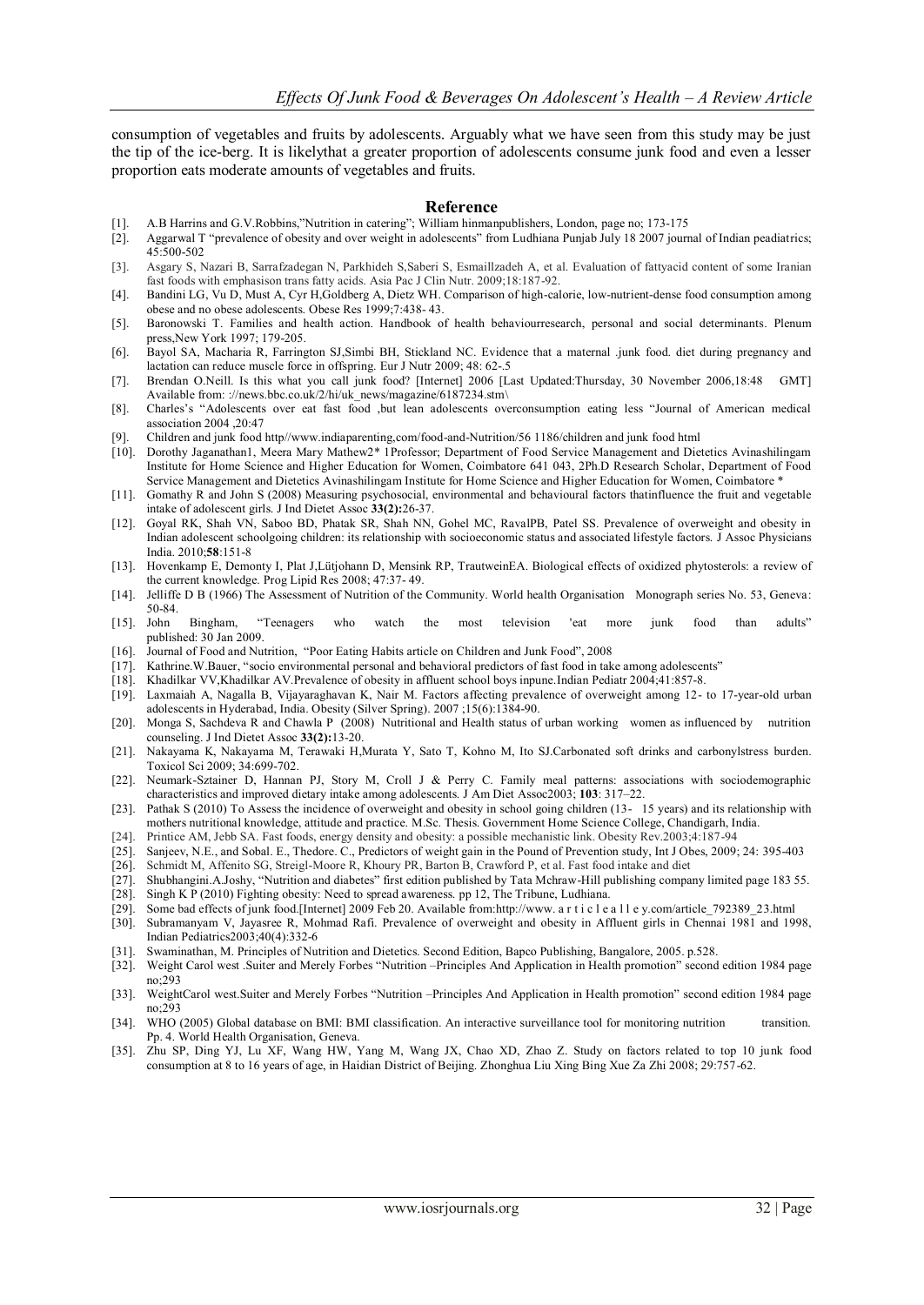consumption of vegetables and fruits by adolescents. Arguably what we have seen from this study may be just the tip of the ice-berg. It is likelythat a greater proportion of adolescents consume junk food and even a lesser proportion eats moderate amounts of vegetables and fruits.

## Reference

[1]. A.B Harrins and G.V.Robbins,"Nutrition in catering"; William hinmanpublishers, London, page no; 173-175

[2]. Aggarwal T "prevalence of obesity and over weight in adolescents" from Ludhiana Punjab July 18 2007 journal of Indian peadiatrics; 45:500-502

[3]. Asgary S, Nazari B, Sarrafzadegan N, Parkhideh S,Saberi S, Esmaillzadeh A, et al. Evaluation of fattyacid content of some Iranian fast foods with emphasison trans fatty acids. Asia Pac J Clin Nutr. 2009;18:187-92.

[4]. Bandini LG, Vu D, Must A, Cyr H,Goldberg A, Dietz WH. Comparison of high-calorie, low-nutrient-dense food consumption among obese and no obese adolescents. Obese Res 1999;7:438- 43.

[5]. Baronowski T. Families and health action. Handbook of health behaviourresearch, personal and social determinants. Plenum press,New York 1997; 179-205.

[6]. Bayol SA, Macharia R, Farrington SJ,Simbi BH, Stickland NC. Evidence that a maternal .junk food. diet during pregnancy and lactation can reduce muscle force in offspring. Eur J Nutr 2009; 48: 62-.5

[7]. Brendan O.Neill. Is this what you call junk food? [Internet] 2006 [Last Updated:Thursday, 30 November 2006,18:48 GMT] Available from: ://news.bbc.co.uk/2/hi/uk_news/magazine/6187234.stm\

[8]. Charles's "Adolescents over eat fast food ,but lean adolescents overconsumption eating less "Journal of American medical association 2004 ,20:47

[9]. Children and junk food http//www.indiaparenting,com/food-and-Nutrition/56 1186/children and junk food html

[10]. Dorothy Jaganathan1, Meera Mary Mathew2* 1Professor; Department of Food Service Management and Dietetics Avinashilingam Institute for Home Science and Higher Education for Women, Coimbatore 641 043, 2Ph.D Research Scholar, Department of Food Service Management and Dietetics Avinashilingam Institute for Home Science and Higher Education for Women, Coimbatore *

[11]. Gomathy R and John S (2008) Measuring psychosocial, environmental and behavioural factors thatinfluence the fruit and vegetable intake of adolescent girls. J Ind Dietet Assoc **33(2):**26-37.

[12]. Goyal RK, Shah VN, Saboo BD, Phatak SR, Shah NN, Gohel MC, RavalPB, Patel SS. Prevalence of overweight and obesity in Indian adolescent schoolgoing children: its relationship with socioeconomic status and associated lifestyle factors. J Assoc Physicians India. 2010;**58**:151-8

[13]. Hovenkamp E, Demonty I, Plat J,Lütjohann D, Mensink RP, TrautweinEA. Biological effects of oxidized phytosterols: a review of the current knowledge. Prog Lipid Res 2008; 47:37- 49.

[14]. Jelliffe D B (1966) The Assessment of Nutrition of the Community. World health Organisation Monograph series No. 53, Geneva: 50-84.

[15]. John Bingham, "Teenagers who watch the most television 'eat more junk food than adults" published: 30 Jan 2009.

[16]. Journal of Food and Nutrition, "Poor Eating Habits article on Children and Junk Food", 2008

[17]. Kathrine.W.Bauer, "socio environmental personal and behavioral predictors of fast food in take among adolescents"

[18]. Khadilkar VV,Khadilkar AV.Prevalence of obesity in affluent school boys inpune.Indian Pediatr 2004;41:857-8.

[19]. Laxmaiah A, Nagalla B, Vijayaraghavan K, Nair M. Factors affecting prevalence of overweight among 12- to 17-year-old urban adolescents in Hyderabad, India. Obesity (Silver Spring). 2007 ;15(6):1384-90.

[20]. Monga S, Sachdeva R and Chawla P (2008) Nutritional and Health status of urban working women as influenced by nutrition counseling. J Ind Dietet Assoc **33(2):**13-20.

[21]. Nakayama K, Nakayama M, Terawaki H,Murata Y, Sato T, Kohno M, Ito SJ.Carbonated soft drinks and carbonylstress burden. Toxicol Sci 2009; 34:699-702.

[22]. Neumark-Sztainer D, Hannan PJ, Story M, Croll J & Perry C. Family meal patterns: associations with sociodemographic characteristics and improved dietary intake among adolescents. J Am Diet Assoc2003; **103**: 317–22.

[23]. Pathak S (2010) To Assess the incidence of overweight and obesity in school going children (13- 15 years) and its relationship with mothers nutritional knowledge, attitude and practice. M.Sc. Thesis. Government Home Science College, Chandigarh, India.

[24]. Printice AM, Jebb SA. Fast foods, energy density and obesity: a possible mechanistic link. Obesity Rev.2003;4:187-94

[25]. Sanjeev, N.E., and Sobal. E., Thedore. C., Predictors of weight gain in the Pound of Prevention study, Int J Obes, 2009; 24: 395-403

[26]. Schmidt M, Affenito SG, Streigl-Moore R, Khoury PR, Barton B, Crawford P, et al. Fast food intake and diet

[27]. Shubhangini.A.Joshy, "Nutrition and diabetes" first edition published by Tata Mchraw-Hill publishing company limited page 183 55.

[28]. Singh K P (2010) Fighting obesity: Need to spread awareness. pp 12, The Tribune, Ludhiana.

[29]. Some bad effects of junk food.[Internet] 2009 Feb 20. Available from:http://www. a r t i c l e a l l e y.com/article_792389_23.html

[30]. Subramanyam V, Jayasree R, Mohmad Rafi. Prevalence of overweight and obesity in Affluent girls in Chennai 1981 and 1998, Indian Pediatrics2003;40(4):332-6

[31]. Swaminathan, M. Principles of Nutrition and Dietetics. Second Edition, Bapco Publishing, Bangalore, 2005. p.528.

[32]. Weight Carol west .Suiter and Merely Forbes "Nutrition –Principles And Application in Health promotion" second edition 1984 page no;293

[33]. WeightCarol west.Suiter and Merely Forbes "Nutrition –Principles And Application in Health promotion" second edition 1984 page no;293

[34]. WHO (2005) Global database on BMI: BMI classification. An interactive surveillance tool for monitoring nutrition transition. Pp. 4. World Health Organisation, Geneva.

[35]. Zhu SP, Ding YJ, Lu XF, Wang HW, Yang M, Wang JX, Chao XD, Zhao Z. Study on factors related to top 10 junk food consumption at 8 to 16 years of age, in Haidian District of Beijing. Zhonghua Liu Xing Bing Xue Za Zhi 2008; 29:757-62.